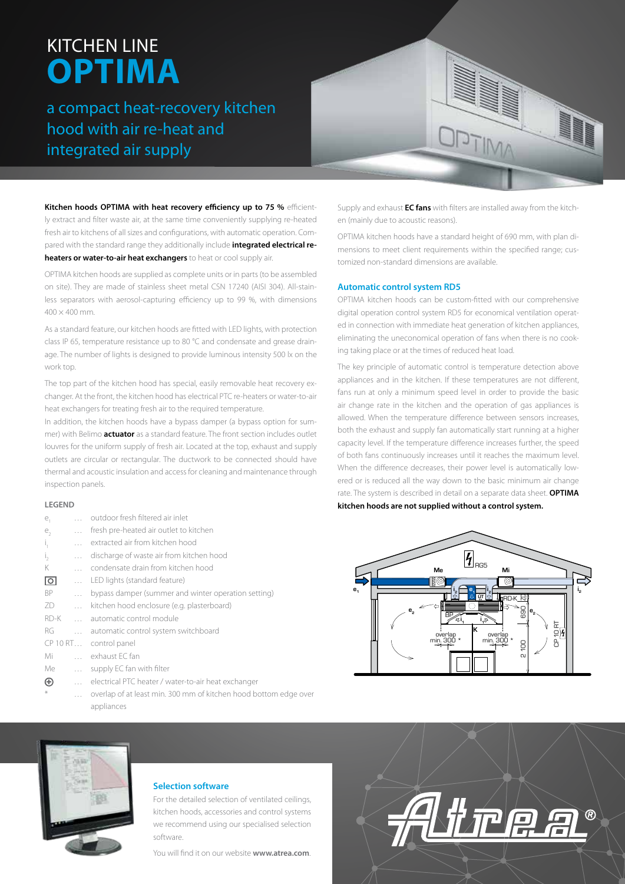# KITCHEN LINE
# OPTIMA

## a compact heat-recovery kitchen hood with air re-heat and integrated air supply

**Kitchen hoods OPTIMA with heat recovery efficiency up to 75 %** efficiently extract and filter waste air, at the same time conveniently supplying re-heated fresh air to kitchens of all sizes and configurations, with automatic operation. Compared with the standard range they additionally include **integrated electrical re-heaters or water-to-air heat exchangers** to heat or cool supply air.

OPTIMA kitchen hoods are supplied as complete units or in parts (to be assembled on site). They are made of stainless sheet metal CSN 17240 (AISI 304). All-stainless separators with aerosol-capturing efficiency up to 99 %, with dimensions 400 × 400 mm.

As a standard feature, our kitchen hoods are fitted with LED lights, with protection class IP 65, temperature resistance up to 80 °C and condensate and grease drainage. The number of lights is designed to provide luminous intensity 500 lx on the work top.

The top part of the kitchen hood has special, easily removable heat recovery exchanger. At the front, the kitchen hood has electrical PTC re-heaters or water-to-air heat exchangers for treating fresh air to the required temperature.
In addition, the kitchen hoods have a bypass damper (a bypass option for summer) with Belimo **actuator** as a standard feature. The front section includes outlet louvres for the uniform supply of fresh air. Located at the top, exhaust and supply outlets are circular or rectangular. The ductwork to be connected should have thermal and acoustic insulation and access for cleaning and maintenance through inspection panels.

### LEGEND

| | | |
|---|---|---|
| $e_1$ | … | outdoor fresh filtered air inlet |
| $e_2$ | … | fresh pre-heated air outlet to kitchen |
| $i_1$ | … | extracted air from kitchen hood |
| $i_2$ | … | discharge of waste air from kitchen hood |
| K | … | condensate drain from kitchen hood |
| ⊡ | … | LED lights (standard feature) |
| BP | … | bypass damper (summer and winter operation setting) |
| ZD | … | kitchen hood enclosure (e.g. plasterboard) |
| RD-K | … | automatic control module |
| RG | … | automatic control system switchboard |
| CP 10 RT | … | control panel |
| Mi | … | exhaust EC fan |
| Me | … | supply EC fan with filter |
| ⊕ | … | electrical PTC heater / water-to-air heat exchanger |
| * | … | overlap of at least min. 300 mm of kitchen hood bottom edge over appliances |

Supply and exhaust **EC fans** with filters are installed away from the kitchen (mainly due to acoustic reasons).

OPTIMA kitchen hoods have a standard height of 690 mm, with plan dimensions to meet client requirements within the specified range; customized non-standard dimensions are available.

### Automatic control system RD5

OPTIMA kitchen hoods can be custom-fitted with our comprehensive digital operation control system RD5 for economical ventilation operated in connection with immediate heat generation of kitchen appliances, eliminating the uneconomical operation of fans when there is no cooking taking place or at the times of reduced heat load.

The key principle of automatic control is temperature detection above appliances and in the kitchen. If these temperatures are not different, fans run at only a minimum speed level in order to provide the basic air change rate in the kitchen and the operation of gas appliances is allowed. When the temperature difference between sensors increases, both the exhaust and supply fan automatically start running at a higher capacity level. If the temperature difference increases further, the speed of both fans continuously increases until it reaches the maximum level. When the difference decreases, their power level is automatically lowered or is reduced all the way down to the basic minimum air change rate. The system is described in detail on a separate data sheet. **OPTIMA kitchen hoods are not supplied without a control system.**

### Selection software

For the detailed selection of ventilated ceilings, kitchen hoods, accessories and control systems we recommend using our specialised selection software.

You will find it on our website **www.atrea.com**.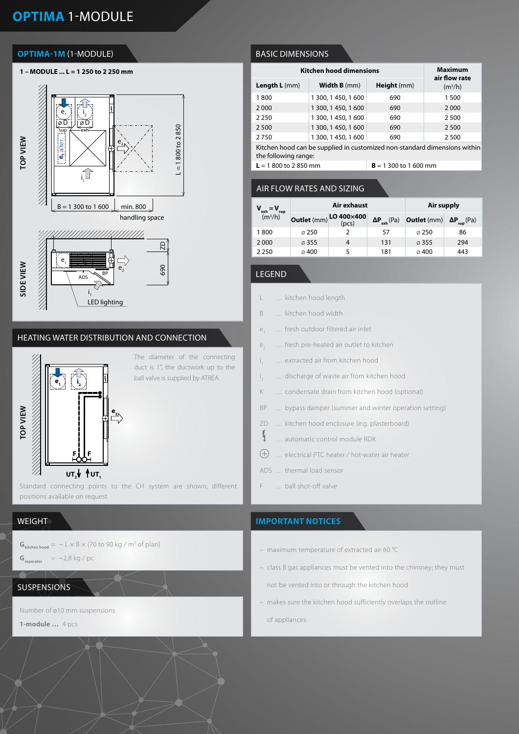# OPTIMA 1-MODULE

## OPTIMA-1M (1-MODULE)

**1 – MODULE ... L = 1 250 to 2 250 mm**

TOP VIEW

B = 1 300 to 1 600 | min. 800 handling space | L = 1 800 to 2 850

SIDE VIEW

ADS | BP | LED lighting | ZD | 690

## BASIC DIMENSIONS

| Kitchen hood dimensions | | | Maximum air flow rate |
|---|---|---|---|
| **Length L** (mm) | **Width B** (mm) | **Height** (mm) | (m³/h) |
| 1 800 | 1 300, 1 450, 1 600 | 690 | 1 500 |
| 2 000 | 1 300, 1 450, 1 600 | 690 | 2 000 |
| 2 250 | 1 300, 1 450, 1 600 | 690 | 2 500 |
| 2 500 | 1 300, 1 450, 1 600 | 690 | 2 500 |
| 2 750 | 1 300, 1 450, 1 600 | 690 | 2 500 |

Kitchen hood can be supplied in customized non-standard dimensions within the following range:

**L** = 1 800 to 2 850 mm | **B** = 1 300 to 1 600 mm

## AIR FLOW RATES AND SIZING

| $V_{exh} = V_{sup}$ (m³/h) | Air exhaust | | | Air supply | |
|---|---|---|---|---|---|
| | **Outlet** (mm) | **LO 400×400** (pcs) | $\Delta P_{exh}$ (Pa) | **Outlet** (mm) | $\Delta P_{sup}$ (Pa) |
| 1 800 | ⌀ 250 | 2 | 57 | ⌀ 250 | 86 |
| 2 000 | ⌀ 355 | 4 | 131 | ⌀ 355 | 294 |
| 2 250 | ⌀ 400 | 5 | 181 | ⌀ 400 | 443 |

## HEATING WATER DISTRIBUTION AND CONNECTION

TOP VIEW

The diameter of the connecting duct is 1", the ductwork up to the ball valve is supplied by ATREA.

Standard connecting points to the CH system are shown; different positions available on request.

## LEGEND

- L ... kitchen hood length
- B ... kitchen hood width
- $e_1$ ... fresh outdoor filtered air inlet
- $e_2$ ... fresh pre-heated air outlet to kitchen
- $i_1$ ... extracted air from kitchen hood
- $i_2$ ... discharge of waste air from kitchen hood
- K ... condensate drain from kitchen hood (optional)
- BP ... bypass damper (summer and winter operation setting)
- ZD ... kitchen hood enclosure (e.g. plasterboard)
- ... automatic control module RDK
- ... electrical PTC heater / hot-water air heater
- ADS ... thermal load sensor
- F ... ball shot-off valve

## WEIGHT

$G_{kitchen\ hood}$ = ~ L × B × (70 to 90 kg / m² of plan)

$G_{separator}$ = ~2,8 kg / pc

## SUSPENSIONS

Number of ⌀10 mm suspensions

**1-module ...** 4 pcs

## IMPORTANT NOTICES

- maximum temperature of extracted air 60 °C
- class B gas appliances must be vented into the chimney; they must not be vented into or through the kitchen hood
- makes sure the kitchen hood sufficiently overlaps the outline of appliances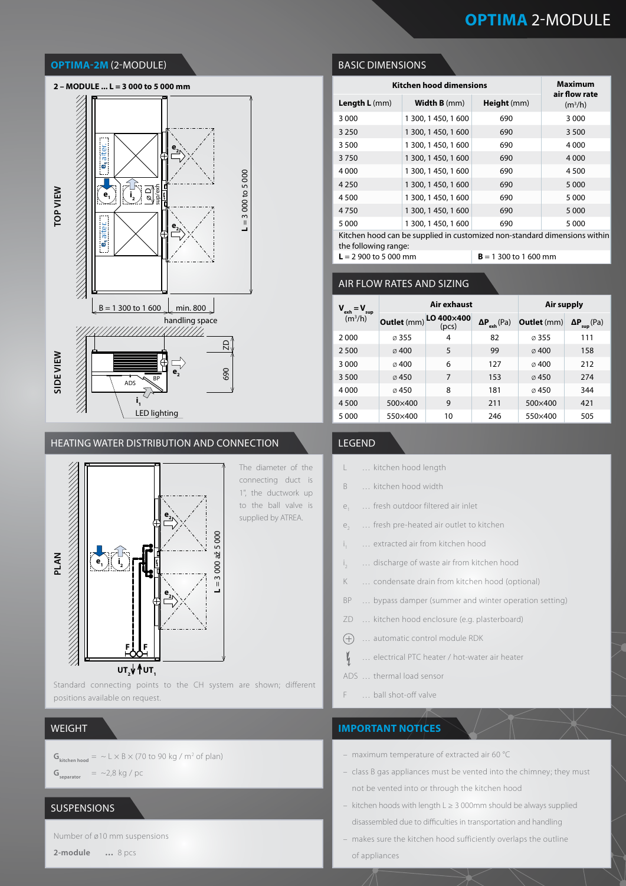# OPTIMA 2-MODULE

## OPTIMA-2M (2-MODULE)

2 – MODULE ... L = 3 000 to 5 000 mm

TOP VIEW

B = 1 300 to 1 600 | min. 800 handling space

L = 3 000 to 5 000

SIDE VIEW

ZD, 690, ADS, BP, LED lighting

## BASIC DIMENSIONS

| Kitchen hood dimensions | | | Maximum air flow rate (m³/h) |
|---|---|---|---|
| **Length L** (mm) | **Width B** (mm) | **Height** (mm) | |
| 3 000 | 1 300, 1 450, 1 600 | 690 | 3 000 |
| 3 250 | 1 300, 1 450, 1 600 | 690 | 3 500 |
| 3 500 | 1 300, 1 450, 1 600 | 690 | 4 000 |
| 3 750 | 1 300, 1 450, 1 600 | 690 | 4 000 |
| 4 000 | 1 300, 1 450, 1 600 | 690 | 4 500 |
| 4 250 | 1 300, 1 450, 1 600 | 690 | 5 000 |
| 4 500 | 1 300, 1 450, 1 600 | 690 | 5 000 |
| 4 750 | 1 300, 1 450, 1 600 | 690 | 5 000 |
| 5 000 | 1 300, 1 450, 1 600 | 690 | 5 000 |

Kitchen hood can be supplied in customized non-standard dimensions within the following range:

**L** = 2 900 to 5 000 mm | **B** = 1 300 to 1 600 mm

## AIR FLOW RATES AND SIZING

| $V_{exh} = V_{sup}$ (m³/h) | Air exhaust | | | Air supply | |
|---|---|---|---|---|---|
| | **Outlet** (mm) | **LO 400×400** (pcs) | $\Delta P_{exh}$ (Pa) | **Outlet** (mm) | $\Delta P_{sup}$ (Pa) |
| 2 000 | ⌀ 355 | 4 | 82 | ⌀ 355 | 111 |
| 2 500 | ⌀ 400 | 5 | 99 | ⌀ 400 | 158 |
| 3 000 | ⌀ 400 | 6 | 127 | ⌀ 400 | 212 |
| 3 500 | ⌀ 450 | 7 | 153 | ⌀ 450 | 274 |
| 4 000 | ⌀ 450 | 8 | 181 | ⌀ 450 | 344 |
| 4 500 | 500×400 | 9 | 211 | 500×400 | 421 |
| 5 000 | 550×400 | 10 | 246 | 550×400 | 505 |

## HEATING WATER DISTRIBUTION AND CONNECTION

PLAN

L = 3 000 až 5 000

The diameter of the connecting duct is 1", the ductwork up to the ball valve is supplied by ATREA.

Standard connecting points to the CH system are shown; different positions available on request.

## LEGEND

- L … kitchen hood length
- B … kitchen hood width
- $e_1$ … fresh outdoor filtered air inlet
- $e_2$ … fresh pre-heated air outlet to kitchen
- $i_1$ … extracted air from kitchen hood
- $i_2$ … discharge of waste air from kitchen hood
- K … condensate drain from kitchen hood (optional)
- BP … bypass damper (summer and winter operation setting)
- ZD … kitchen hood enclosure (e.g. plasterboard)
- ⊕ … automatic control module RDK
- … electrical PTC heater / hot-water air heater
- ADS … thermal load sensor
- F … ball shot-off valve

## WEIGHT

$G_{kitchen\ hood}$ = ~ L × B × (70 to 90 kg / m² of plan)

$G_{separator}$ = ~2,8 kg / pc

## SUSPENSIONS

Number of ⌀10 mm suspensions

**2-module** … 8 pcs

## IMPORTANT NOTICES

- maximum temperature of extracted air 60 °C
- class B gas appliances must be vented into the chimney; they must not be vented into or through the kitchen hood
- kitchen hoods with length L ≥ 3 000mm should be always supplied disassembled due to difficulties in transportation and handling
- makes sure the kitchen hood sufficiently overlaps the outline of appliances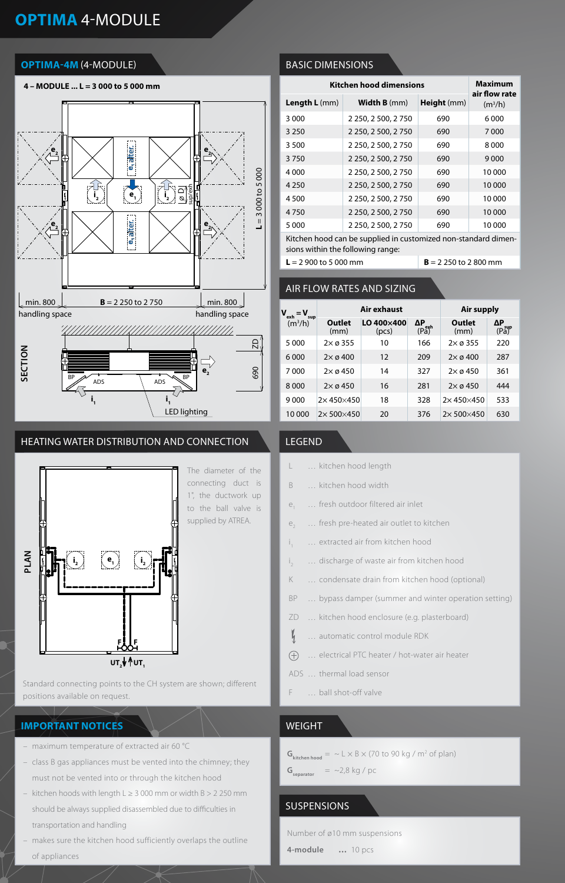# OPTIMA 4-MODULE

## OPTIMA-4M (4-MODULE)

4 – MODULE ... L = 3 000 to 5 000 mm

min. 800 handling space | B = 2 250 to 2 750 | min. 800 handling space

L = 3 000 to 5 000

SECTION

LED lighting

## BASIC DIMENSIONS

| Kitchen hood dimensions | | | Maximum air flow rate |
|---|---|---|---|
| **Length L** (mm) | **Width B** (mm) | **Height** (mm) | (m³/h) |
| 3 000 | 2 250, 2 500, 2 750 | 690 | 6 000 |
| 3 250 | 2 250, 2 500, 2 750 | 690 | 7 000 |
| 3 500 | 2 250, 2 500, 2 750 | 690 | 8 000 |
| 3 750 | 2 250, 2 500, 2 750 | 690 | 9 000 |
| 4 000 | 2 250, 2 500, 2 750 | 690 | 10 000 |
| 4 250 | 2 250, 2 500, 2 750 | 690 | 10 000 |
| 4 500 | 2 250, 2 500, 2 750 | 690 | 10 000 |
| 4 750 | 2 250, 2 500, 2 750 | 690 | 10 000 |
| 5 000 | 2 250, 2 500, 2 750 | 690 | 10 000 |

Kitchen hood can be supplied in customized non-standard dimensions within the following range:

**L** = 2 900 to 5 000 mm | **B** = 2 250 to 2 800 mm

## AIR FLOW RATES AND SIZING

| $V_{exh} = V_{sup}$ (m³/h) | Air exhaust | | | Air supply | |
|---|---|---|---|---|---|
| | Outlet (mm) | LO 400×400 (pcs) | $\Delta P_{exh}$ (Pa) | Outlet (mm) | $\Delta P_{sup}$ (Pa) |
| 5 000 | 2× ø 355 | 10 | 166 | 2× ø 355 | 220 |
| 6 000 | 2× ø 400 | 12 | 209 | 2× ø 400 | 287 |
| 7 000 | 2× ø 450 | 14 | 327 | 2× ø 450 | 361 |
| 8 000 | 2× ø 450 | 16 | 281 | 2× ø 450 | 444 |
| 9 000 | 2× 450×450 | 18 | 328 | 2× 450×450 | 533 |
| 10 000 | 2× 500×450 | 20 | 376 | 2× 500×450 | 630 |

## HEATING WATER DISTRIBUTION AND CONNECTION

PLAN

The diameter of the connecting duct is 1", the ductwork up to the ball valve is supplied by ATREA.

Standard connecting points to the CH system are shown; different positions available on request.

## LEGEND

- L ... kitchen hood length
- B ... kitchen hood width
- $e_1$ ... fresh outdoor filtered air inlet
- $e_2$ ... fresh pre-heated air outlet to kitchen
- $i_1$ ... extracted air from kitchen hood
- $i_2$ ... discharge of waste air from kitchen hood
- K ... condensate drain from kitchen hood (optional)
- BP ... bypass damper (summer and winter operation setting)
- ZD ... kitchen hood enclosure (e.g. plasterboard)
- ... automatic control module RDK
- ... electrical PTC heater / hot-water air heater
- ADS ... thermal load sensor
- F ... ball shot-off valve

## IMPORTANT NOTICES

- maximum temperature of extracted air 60 °C
- class B gas appliances must be vented into the chimney; they must not be vented into or through the kitchen hood
- kitchen hoods with length L ≥ 3 000 mm or width B > 2 250 mm should be always supplied disassembled due to difficulties in transportation and handling
- makes sure the kitchen hood sufficiently overlaps the outline of appliances

## WEIGHT

$G_{kitchen\ hood}$ = ~ L × B × (70 to 90 kg / m² of plan)

$G_{separator}$ = ~2,8 kg / pc

## SUSPENSIONS

Number of ø10 mm suspensions

**4-module** ... 10 pcs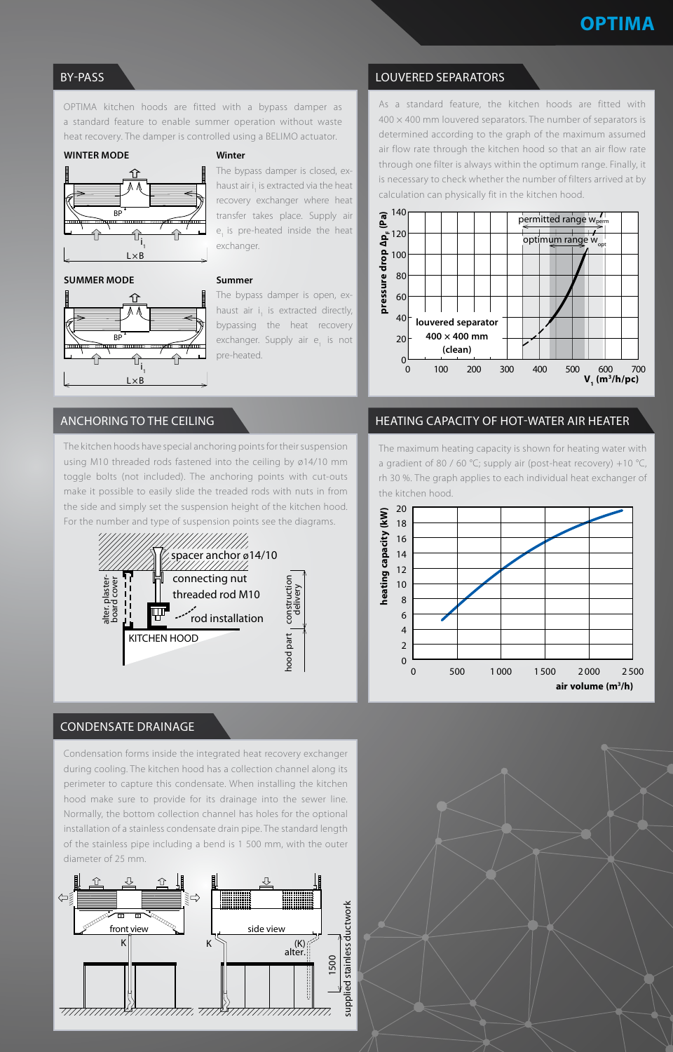# OPTIMA

## BY-PASS

OPTIMA kitchen hoods are fitted with a bypass damper as a standard feature to enable summer operation without waste heat recovery. The damper is controlled using a BELIMO actuator.

**WINTER MODE**

**Winter**

The bypass damper is closed, exhaust air $i_1$ is extracted via the heat recovery exchanger where heat transfer takes place. Supply air $e_1$ is pre-heated inside the heat exchanger.

**SUMMER MODE**

**Summer**

The bypass damper is open, exhaust air $i_1$ is extracted directly, bypassing the heat recovery exchanger. Supply air $e_1$ is not pre-heated.

## LOUVERED SEPARATORS

As a standard feature, the kitchen hoods are fitted with 400 × 400 mm louvered separators. The number of separators is determined according to the graph of the maximum assumed air flow rate through the kitchen hood so that an air flow rate through one filter is always within the optimum range. Finally, it is necessary to check whether the number of filters arrived at by calculation can physically fit in the kitchen hood.

## ANCHORING TO THE CEILING

The kitchen hoods have special anchoring points for their suspension using M10 threaded rods fastened into the ceiling by ø14/10 mm toggle bolts (not included). The anchoring points with cut-outs make it possible to easily slide the treaded rods with nuts in from the side and simply set the suspension height of the kitchen hood. For the number and type of suspension points see the diagrams.

## HEATING CAPACITY OF HOT-WATER AIR HEATER

The maximum heating capacity is shown for heating water with a gradient of 80 / 60 °C; supply air (post-heat recovery) +10 °C, rh 30 %. The graph applies to each individual heat exchanger of the kitchen hood.

## CONDENSATE DRAINAGE

Condensation forms inside the integrated heat recovery exchanger during cooling. The kitchen hood has a collection channel along its perimeter to capture this condensate. When installing the kitchen hood make sure to provide for its drainage into the sewer line. Normally, the bottom collection channel has holes for the optional installation of a stainless condensate drain pipe. The standard length of the stainless pipe including a bend is 1 500, with the outer diameter of 25 mm.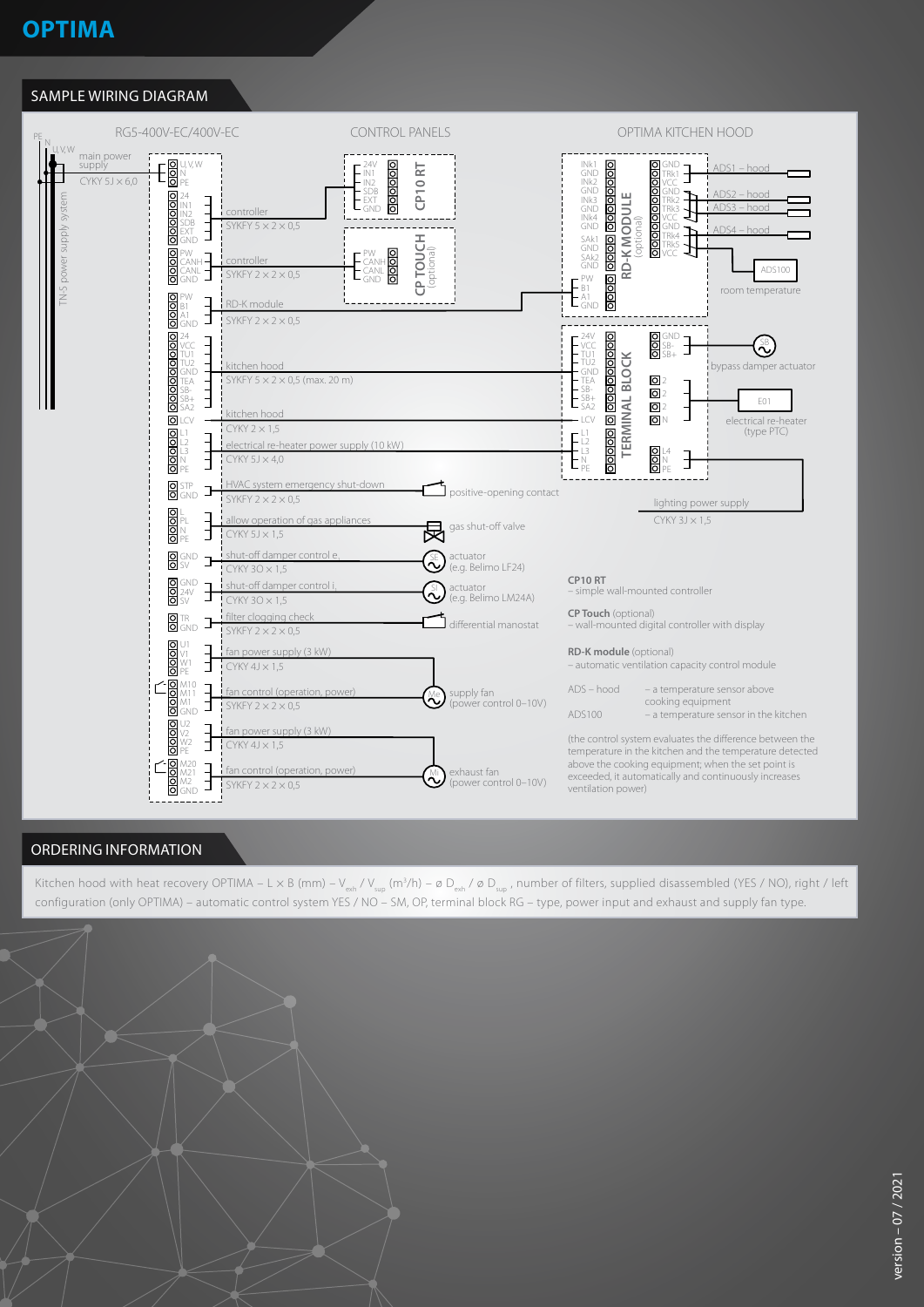# OPTIMA

## SAMPLE WIRING DIAGRAM

RGS-400V-EC/400V-EC

CONTROL PANELS

OPTIMA KITCHEN HOOD

PE
N
L1,V,W

TN-S power supply system

main power supply
CYKY 5J × 6,0

U,V,W
N
PE

24
IN1
IN2
SDB
EXT
GND

controller
SYKFY 5 × 2 × 0,5

24V
IN1
IN2
SDB
EXT
GND

CP10 RT

PW
CANH
CANL
GND

controller
SYKFY 2 × 2 × 0,5

PW
CANH
CANL
GND

CP TOUCH (optional)

PW
B1
A1
GND

RD-K module
SYKFY 2 × 2 × 0,5

24
VCC
TU1
TU2
GND
TEA
SB-
SB+
SA2

kitchen hood
SYKFY 5 × 2 × 0,5 (max. 20 m)

LCV

kitchen hood
CYKY 2 × 1,5

L1
L2
L3
N
PE

electrical re-heater power supply (10 kW)
CYKY 5J × 4,0

STP
GND

HVAC system emergency shut-down
SYKFY 2 × 2 × 0,5

positive-opening contact

L
PL
N
PE

allow operation of gas appliances
CYKY 5J × 1,5

gas shut-off valve

GND
SV

shut-off damper control e.
CYKY 3O × 1,5

actuator (e.g. Belimo LF24)

GND
24V
SV

shut-off damper control i.
CYKY 3O × 1,5

actuator (e.g. Belimo LM24A)

TR
GND

filter clogging check
SYKFY 2 × 2 × 0,5

differential manostat

U1
V1
W1
PE

fan power supply (3 kW)
CYKY 4J × 1,5

M10
M11
M1
GND

fan control (operation, power)
SYKFY 2 × 2 × 0,5

supply fan (power control 0–10V)

U2
V2
W2
PE

fan power supply (3 kW)
CYKY 4J × 1,5

M20
M21
M2
GND

fan control (operation, power)
SYKFY 2 × 2 × 0,5

exhaust fan (power control 0–10V)

INk1
GND
INk2
GND
INk3
GND
INk4
GND
SAk1
GND
SAk2
GND
PW
B1
A1
GND

RD-K MODULE (optional)

GND
TRk1
VCC
GND
TRk2
TRk3
VCC
GND
TRk4
TRk5
VCC

ADS1 – hood
ADS2 – hood
ADS3 – hood
ADS4 – hood
ADS100
room temperature

24V
VCC
TU1
TU2
GND
TEA
SB-
SB+
SA2
LCV
L1
L2
L3
N
PE

TERMINAL BLOCK

GND
SB-
SB+
2
2
2
N
L4
N
PE

bypass damper actuator

E01
electrical re-heater (type PTC)

lighting power supply
CYKY 3J × 1,5

**CP10 RT**
– simple wall-mounted controller

**CP Touch** (optional)
– wall-mounted digital controller with display

**RD-K module** (optional)
– automatic ventilation capacity control module

ADS – hood – a temperature sensor above cooking equipment
ADS100 – a temperature sensor in the kitchen

(the control system evaluates the difference between the temperature in the kitchen and the temperature detected above the cooking equipment; when the set point is exceeded, it automatically and continuously increases ventilation power)

## ORDERING INFORMATION

Kitchen hood with heat recovery OPTIMA – L × B (mm) – $V_{exh}$ / $V_{sup}$ ($m^3$/h) – ø $D_{exh}$ / ø $D_{sup}$, number of filters, supplied disassembled (YES / NO), right / left configuration (only OPTIMA) – automatic control system YES / NO – SM, OP, terminal block RG – type, power input and exhaust and supply fan type.

version – 07 / 2021